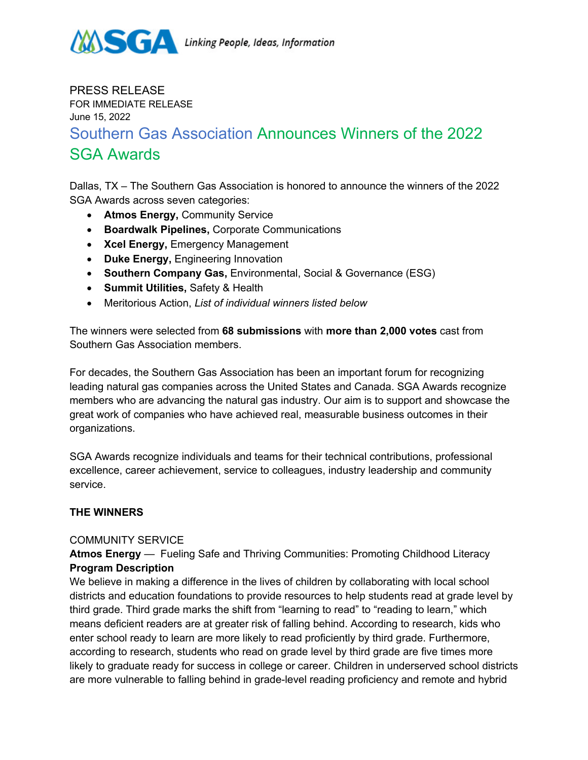SGA *Linking People, Ideas, Information*

PRESS RELEASE
FOR IMMEDIATE RELEASE
June 15, 2022

# Southern Gas Association Announces Winners of the 2022 SGA Awards

Dallas, TX – The Southern Gas Association is honored to announce the winners of the 2022 SGA Awards across seven categories:

- **Atmos Energy,** Community Service
- **Boardwalk Pipelines,** Corporate Communications
- **Xcel Energy,** Emergency Management
- **Duke Energy,** Engineering Innovation
- **Southern Company Gas,** Environmental, Social & Governance (ESG)
- **Summit Utilities,** Safety & Health
- Meritorious Action, *List of individual winners listed below*

The winners were selected from **68 submissions** with **more than 2,000 votes** cast from Southern Gas Association members.

For decades, the Southern Gas Association has been an important forum for recognizing leading natural gas companies across the United States and Canada. SGA Awards recognize members who are advancing the natural gas industry. Our aim is to support and showcase the great work of companies who have achieved real, measurable business outcomes in their organizations.

SGA Awards recognize individuals and teams for their technical contributions, professional excellence, career achievement, service to colleagues, industry leadership and community service.

**THE WINNERS**

COMMUNITY SERVICE

**Atmos Energy** — Fueling Safe and Thriving Communities: Promoting Childhood Literacy

**Program Description**

We believe in making a difference in the lives of children by collaborating with local school districts and education foundations to provide resources to help students read at grade level by third grade. Third grade marks the shift from "learning to read" to "reading to learn," which means deficient readers are at greater risk of falling behind. According to research, kids who enter school ready to learn are more likely to read proficiently by third grade. Furthermore, according to research, students who read on grade level by third grade are five times more likely to graduate ready for success in college or career. Children in underserved school districts are more vulnerable to falling behind in grade-level reading proficiency and remote and hybrid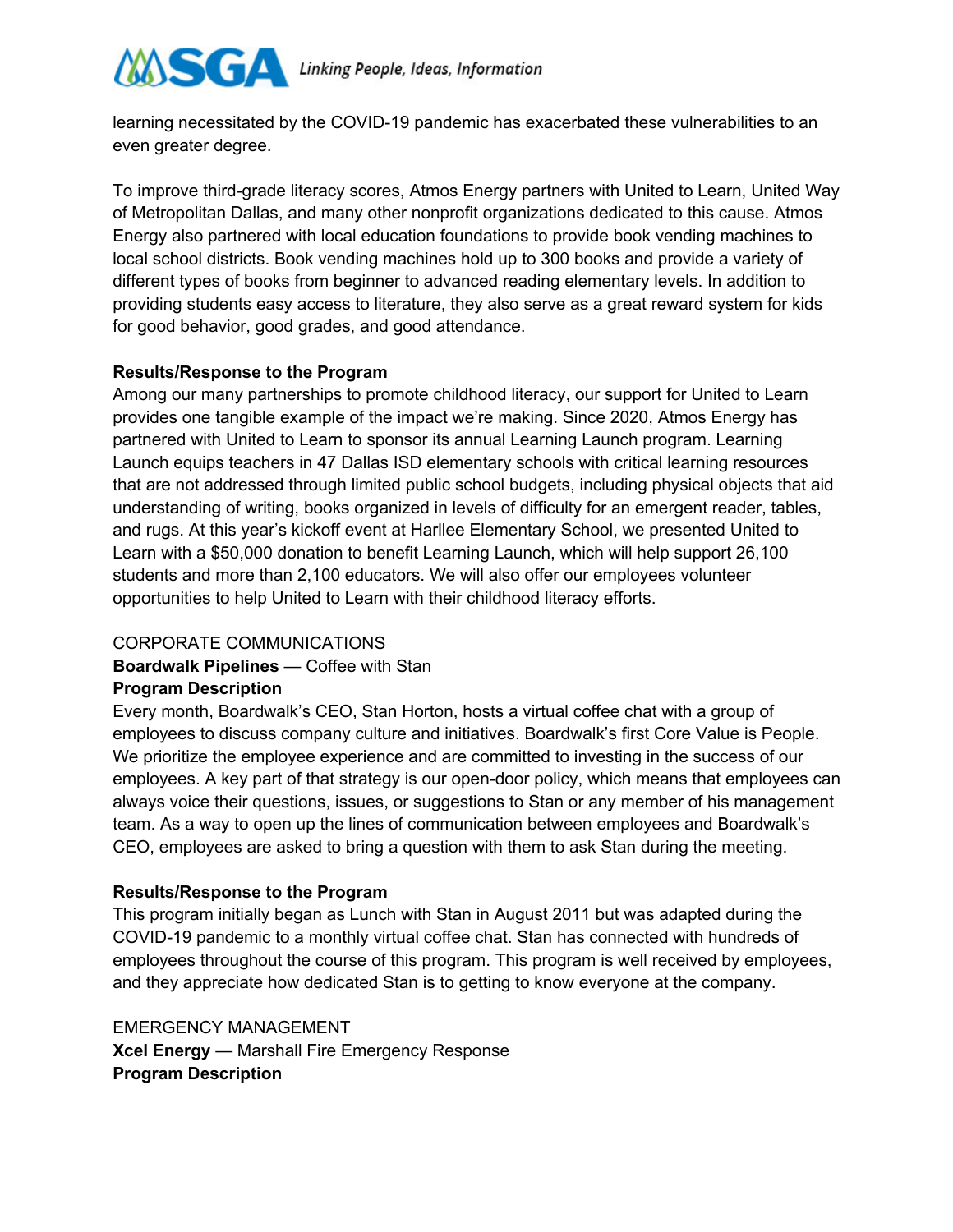learning necessitated by the COVID-19 pandemic has exacerbated these vulnerabilities to an even greater degree.

To improve third-grade literacy scores, Atmos Energy partners with United to Learn, United Way of Metropolitan Dallas, and many other nonprofit organizations dedicated to this cause. Atmos Energy also partnered with local education foundations to provide book vending machines to local school districts. Book vending machines hold up to 300 books and provide a variety of different types of books from beginner to advanced reading elementary levels. In addition to providing students easy access to literature, they also serve as a great reward system for kids for good behavior, good grades, and good attendance.

**Results/Response to the Program**
Among our many partnerships to promote childhood literacy, our support for United to Learn provides one tangible example of the impact we're making. Since 2020, Atmos Energy has partnered with United to Learn to sponsor its annual Learning Launch program. Learning Launch equips teachers in 47 Dallas ISD elementary schools with critical learning resources that are not addressed through limited public school budgets, including physical objects that aid understanding of writing, books organized in levels of difficulty for an emergent reader, tables, and rugs. At this year's kickoff event at Harllee Elementary School, we presented United to Learn with a $50,000 donation to benefit Learning Launch, which will help support 26,100 students and more than 2,100 educators. We will also offer our employees volunteer opportunities to help United to Learn with their childhood literacy efforts.

CORPORATE COMMUNICATIONS
**Boardwalk Pipelines** — Coffee with Stan
**Program Description**
Every month, Boardwalk's CEO, Stan Horton, hosts a virtual coffee chat with a group of employees to discuss company culture and initiatives. Boardwalk's first Core Value is People. We prioritize the employee experience and are committed to investing in the success of our employees. A key part of that strategy is our open-door policy, which means that employees can always voice their questions, issues, or suggestions to Stan or any member of his management team. As a way to open up the lines of communication between employees and Boardwalk's CEO, employees are asked to bring a question with them to ask Stan during the meeting.

**Results/Response to the Program**
This program initially began as Lunch with Stan in August 2011 but was adapted during the COVID-19 pandemic to a monthly virtual coffee chat. Stan has connected with hundreds of employees throughout the course of this program. This program is well received by employees, and they appreciate how dedicated Stan is to getting to know everyone at the company.

EMERGENCY MANAGEMENT
**Xcel Energy** — Marshall Fire Emergency Response
**Program Description**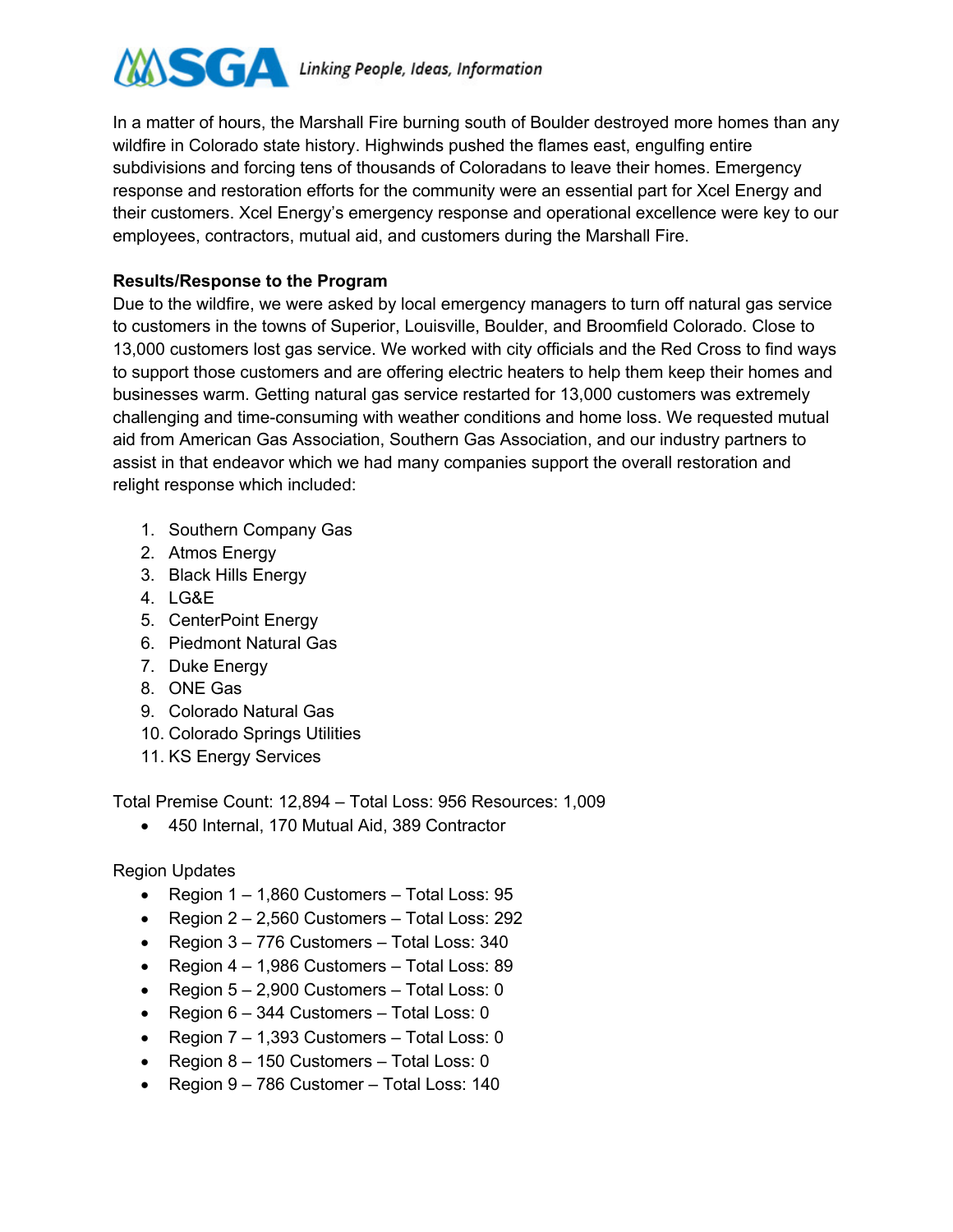In a matter of hours, the Marshall Fire burning south of Boulder destroyed more homes than any wildfire in Colorado state history. Highwinds pushed the flames east, engulfing entire subdivisions and forcing tens of thousands of Coloradans to leave their homes. Emergency response and restoration efforts for the community were an essential part for Xcel Energy and their customers. Xcel Energy's emergency response and operational excellence were key to our employees, contractors, mutual aid, and customers during the Marshall Fire.

**Results/Response to the Program**

Due to the wildfire, we were asked by local emergency managers to turn off natural gas service to customers in the towns of Superior, Louisville, Boulder, and Broomfield Colorado. Close to 13,000 customers lost gas service. We worked with city officials and the Red Cross to find ways to support those customers and are offering electric heaters to help them keep their homes and businesses warm. Getting natural gas service restarted for 13,000 customers was extremely challenging and time-consuming with weather conditions and home loss. We requested mutual aid from American Gas Association, Southern Gas Association, and our industry partners to assist in that endeavor which we had many companies support the overall restoration and relight response which included:

1. Southern Company Gas
2. Atmos Energy
3. Black Hills Energy
4. LG&E
5. CenterPoint Energy
6. Piedmont Natural Gas
7. Duke Energy
8. ONE Gas
9. Colorado Natural Gas
10. Colorado Springs Utilities
11. KS Energy Services

Total Premise Count: 12,894 – Total Loss: 956 Resources: 1,009

- 450 Internal, 170 Mutual Aid, 389 Contractor

Region Updates

- Region 1 – 1,860 Customers – Total Loss: 95
- Region 2 – 2,560 Customers – Total Loss: 292
- Region 3 – 776 Customers – Total Loss: 340
- Region 4 – 1,986 Customers – Total Loss: 89
- Region 5 – 2,900 Customers – Total Loss: 0
- Region 6 – 344 Customers – Total Loss: 0
- Region 7 – 1,393 Customers – Total Loss: 0
- Region 8 – 150 Customers – Total Loss: 0
- Region 9 – 786 Customer – Total Loss: 140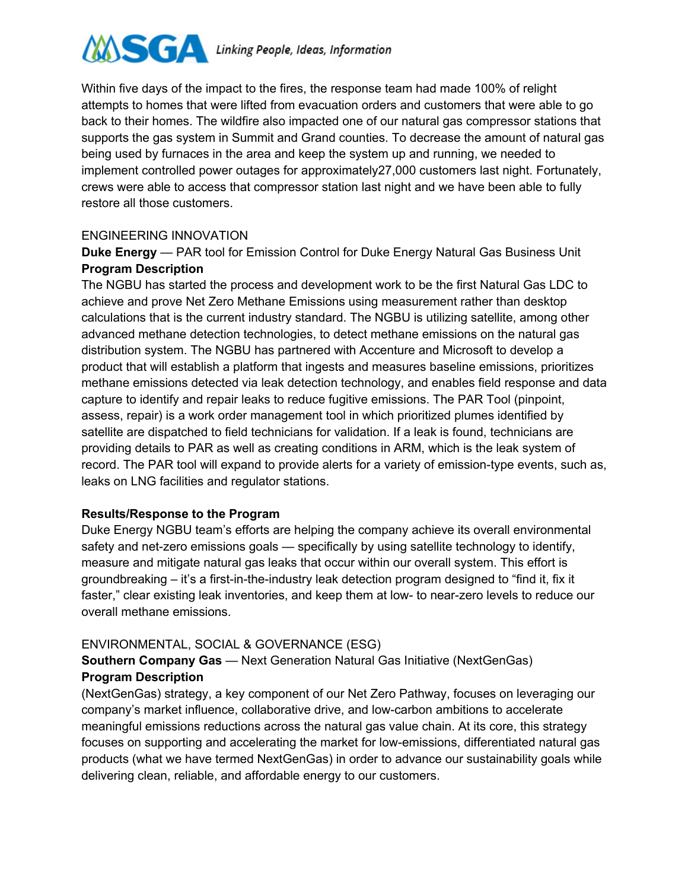Within five days of the impact to the fires, the response team had made 100% of relight attempts to homes that were lifted from evacuation orders and customers that were able to go back to their homes. The wildfire also impacted one of our natural gas compressor stations that supports the gas system in Summit and Grand counties. To decrease the amount of natural gas being used by furnaces in the area and keep the system up and running, we needed to implement controlled power outages for approximately27,000 customers last night. Fortunately, crews were able to access that compressor station last night and we have been able to fully restore all those customers.

ENGINEERING INNOVATION

**Duke Energy** — PAR tool for Emission Control for Duke Energy Natural Gas Business Unit

**Program Description**

The NGBU has started the process and development work to be the first Natural Gas LDC to achieve and prove Net Zero Methane Emissions using measurement rather than desktop calculations that is the current industry standard. The NGBU is utilizing satellite, among other advanced methane detection technologies, to detect methane emissions on the natural gas distribution system. The NGBU has partnered with Accenture and Microsoft to develop a product that will establish a platform that ingests and measures baseline emissions, prioritizes methane emissions detected via leak detection technology, and enables field response and data capture to identify and repair leaks to reduce fugitive emissions. The PAR Tool (pinpoint, assess, repair) is a work order management tool in which prioritized plumes identified by satellite are dispatched to field technicians for validation. If a leak is found, technicians are providing details to PAR as well as creating conditions in ARM, which is the leak system of record. The PAR tool will expand to provide alerts for a variety of emission-type events, such as, leaks on LNG facilities and regulator stations.

**Results/Response to the Program**

Duke Energy NGBU team's efforts are helping the company achieve its overall environmental safety and net-zero emissions goals — specifically by using satellite technology to identify, measure and mitigate natural gas leaks that occur within our overall system. This effort is groundbreaking – it's a first-in-the-industry leak detection program designed to "find it, fix it faster," clear existing leak inventories, and keep them at low- to near-zero levels to reduce our overall methane emissions.

ENVIRONMENTAL, SOCIAL & GOVERNANCE (ESG)

**Southern Company Gas** — Next Generation Natural Gas Initiative (NextGenGas)

**Program Description**

(NextGenGas) strategy, a key component of our Net Zero Pathway, focuses on leveraging our company's market influence, collaborative drive, and low-carbon ambitions to accelerate meaningful emissions reductions across the natural gas value chain. At its core, this strategy focuses on supporting and accelerating the market for low-emissions, differentiated natural gas products (what we have termed NextGenGas) in order to advance our sustainability goals while delivering clean, reliable, and affordable energy to our customers.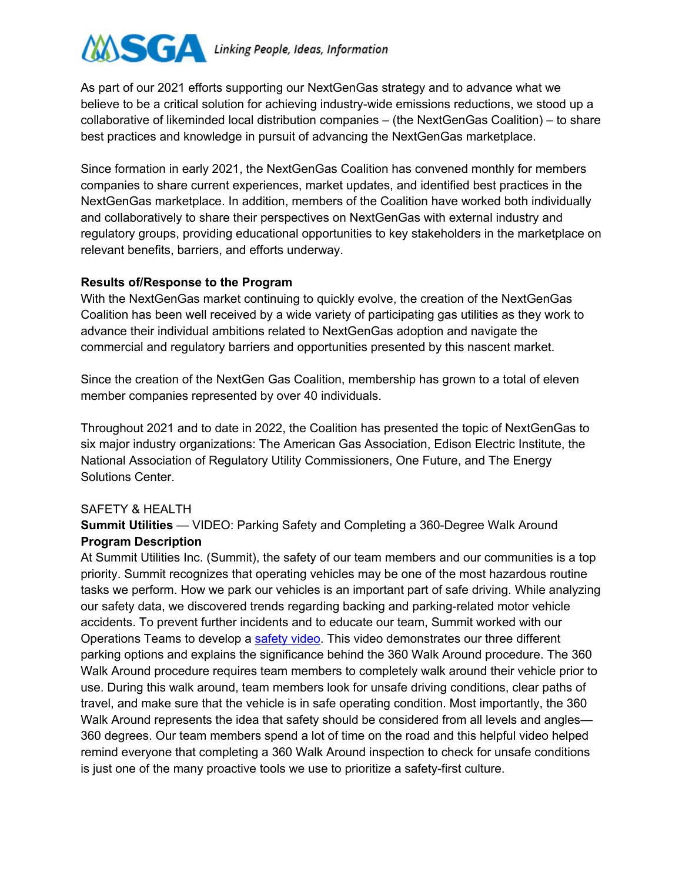As part of our 2021 efforts supporting our NextGenGas strategy and to advance what we believe to be a critical solution for achieving industry-wide emissions reductions, we stood up a collaborative of likeminded local distribution companies – (the NextGenGas Coalition) – to share best practices and knowledge in pursuit of advancing the NextGenGas marketplace.

Since formation in early 2021, the NextGenGas Coalition has convened monthly for members companies to share current experiences, market updates, and identified best practices in the NextGenGas marketplace. In addition, members of the Coalition have worked both individually and collaboratively to share their perspectives on NextGenGas with external industry and regulatory groups, providing educational opportunities to key stakeholders in the marketplace on relevant benefits, barriers, and efforts underway.

**Results of/Response to the Program**
With the NextGenGas market continuing to quickly evolve, the creation of the NextGenGas Coalition has been well received by a wide variety of participating gas utilities as they work to advance their individual ambitions related to NextGenGas adoption and navigate the commercial and regulatory barriers and opportunities presented by this nascent market.

Since the creation of the NextGen Gas Coalition, membership has grown to a total of eleven member companies represented by over 40 individuals.

Throughout 2021 and to date in 2022, the Coalition has presented the topic of NextGenGas to six major industry organizations: The American Gas Association, Edison Electric Institute, the National Association of Regulatory Utility Commissioners, One Future, and The Energy Solutions Center.

SAFETY & HEALTH
**Summit Utilities** — VIDEO: Parking Safety and Completing a 360-Degree Walk Around
**Program Description**
At Summit Utilities Inc. (Summit), the safety of our team members and our communities is a top priority. Summit recognizes that operating vehicles may be one of the most hazardous routine tasks we perform. How we park our vehicles is an important part of safe driving. While analyzing our safety data, we discovered trends regarding backing and parking-related motor vehicle accidents. To prevent further incidents and to educate our team, Summit worked with our Operations Teams to develop a safety video. This video demonstrates our three different parking options and explains the significance behind the 360 Walk Around procedure. The 360 Walk Around procedure requires team members to completely walk around their vehicle prior to use. During this walk around, team members look for unsafe driving conditions, clear paths of travel, and make sure that the vehicle is in safe operating condition. Most importantly, the 360 Walk Around represents the idea that safety should be considered from all levels and angles—360 degrees. Our team members spend a lot of time on the road and this helpful video helped remind everyone that completing a 360 Walk Around inspection to check for unsafe conditions is just one of the many proactive tools we use to prioritize a safety-first culture.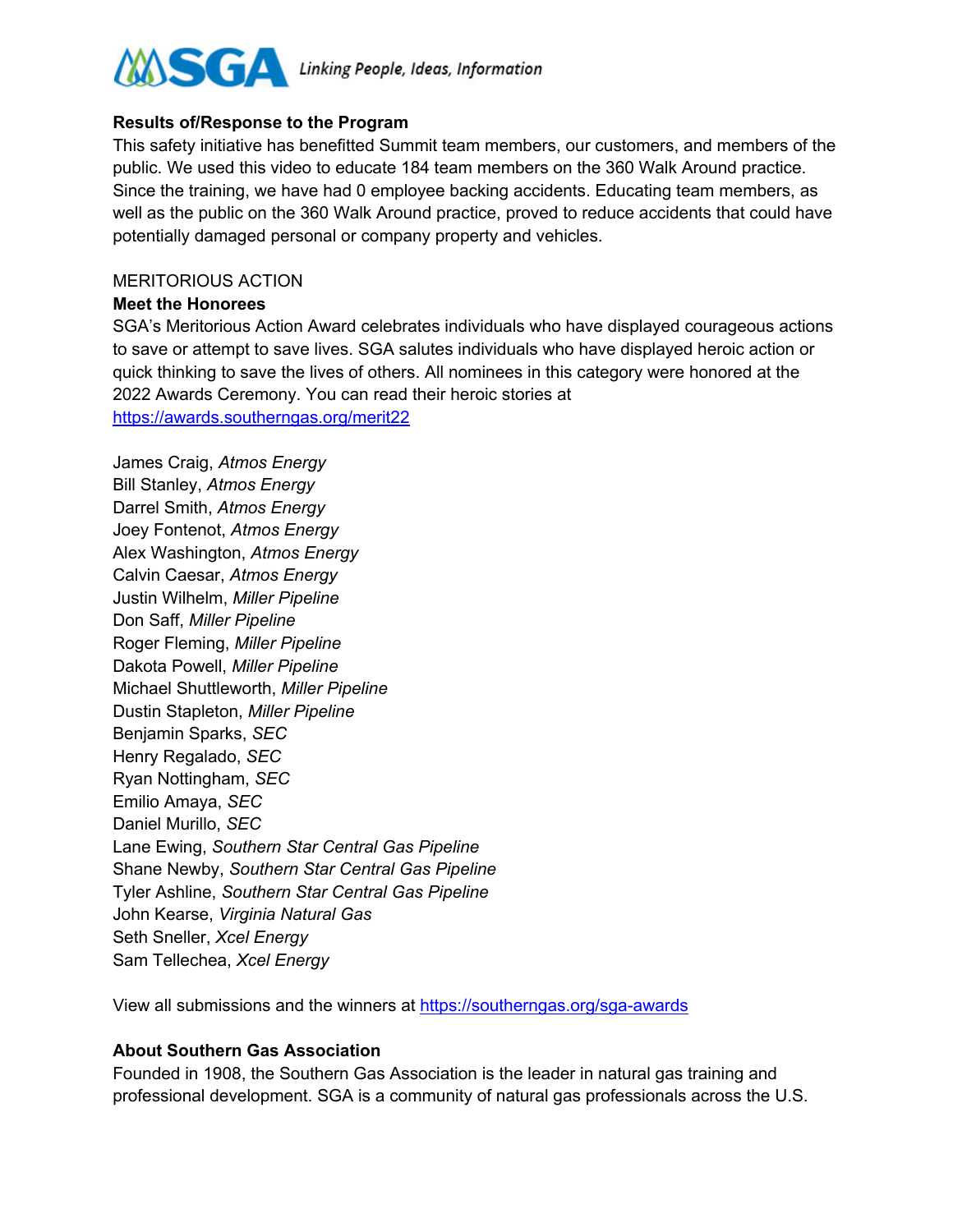**Results of/Response to the Program**

This safety initiative has benefitted Summit team members, our customers, and members of the public. We used this video to educate 184 team members on the 360 Walk Around practice. Since the training, we have had 0 employee backing accidents. Educating team members, as well as the public on the 360 Walk Around practice, proved to reduce accidents that could have potentially damaged personal or company property and vehicles.

MERITORIOUS ACTION

**Meet the Honorees**

SGA's Meritorious Action Award celebrates individuals who have displayed courageous actions to save or attempt to save lives. SGA salutes individuals who have displayed heroic action or quick thinking to save the lives of others. All nominees in this category were honored at the 2022 Awards Ceremony. You can read their heroic stories at https://awards.southerngas.org/merit22

James Craig, *Atmos Energy*
Bill Stanley, *Atmos Energy*
Darrel Smith, *Atmos Energy*
Joey Fontenot, *Atmos Energy*
Alex Washington, *Atmos Energy*
Calvin Caesar, *Atmos Energy*
Justin Wilhelm, *Miller Pipeline*
Don Saff, *Miller Pipeline*
Roger Fleming, *Miller Pipeline*
Dakota Powell, *Miller Pipeline*
Michael Shuttleworth, *Miller Pipeline*
Dustin Stapleton, *Miller Pipeline*
Benjamin Sparks, *SEC*
Henry Regalado, *SEC*
Ryan Nottingham, *SEC*
Emilio Amaya, *SEC*
Daniel Murillo, *SEC*
Lane Ewing, *Southern Star Central Gas Pipeline*
Shane Newby, *Southern Star Central Gas Pipeline*
Tyler Ashline, *Southern Star Central Gas Pipeline*
John Kearse, *Virginia Natural Gas*
Seth Sneller, *Xcel Energy*
Sam Tellechea, *Xcel Energy*

View all submissions and the winners at https://southerngas.org/sga-awards

**About Southern Gas Association**

Founded in 1908, the Southern Gas Association is the leader in natural gas training and professional development. SGA is a community of natural gas professionals across the U.S.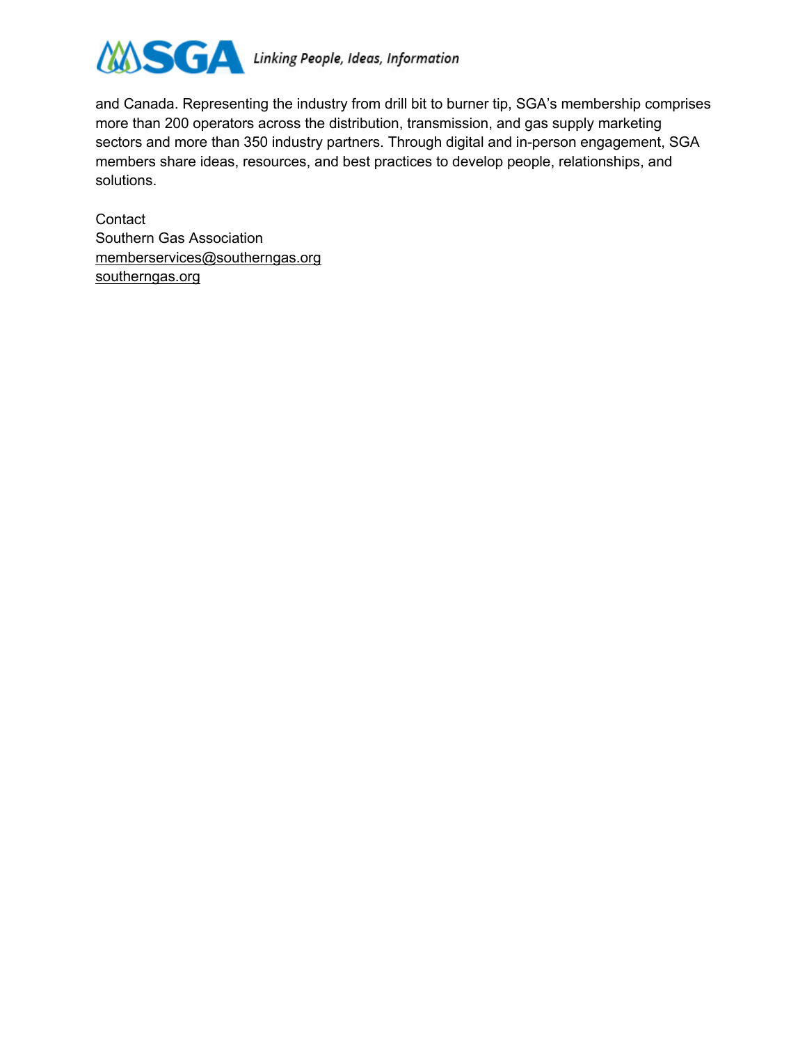and Canada. Representing the industry from drill bit to burner tip, SGA's membership comprises more than 200 operators across the distribution, transmission, and gas supply marketing sectors and more than 350 industry partners. Through digital and in-person engagement, SGA members share ideas, resources, and best practices to develop people, relationships, and solutions.

Contact  
Southern Gas Association  
memberservices@southerngas.org  
southerngas.org